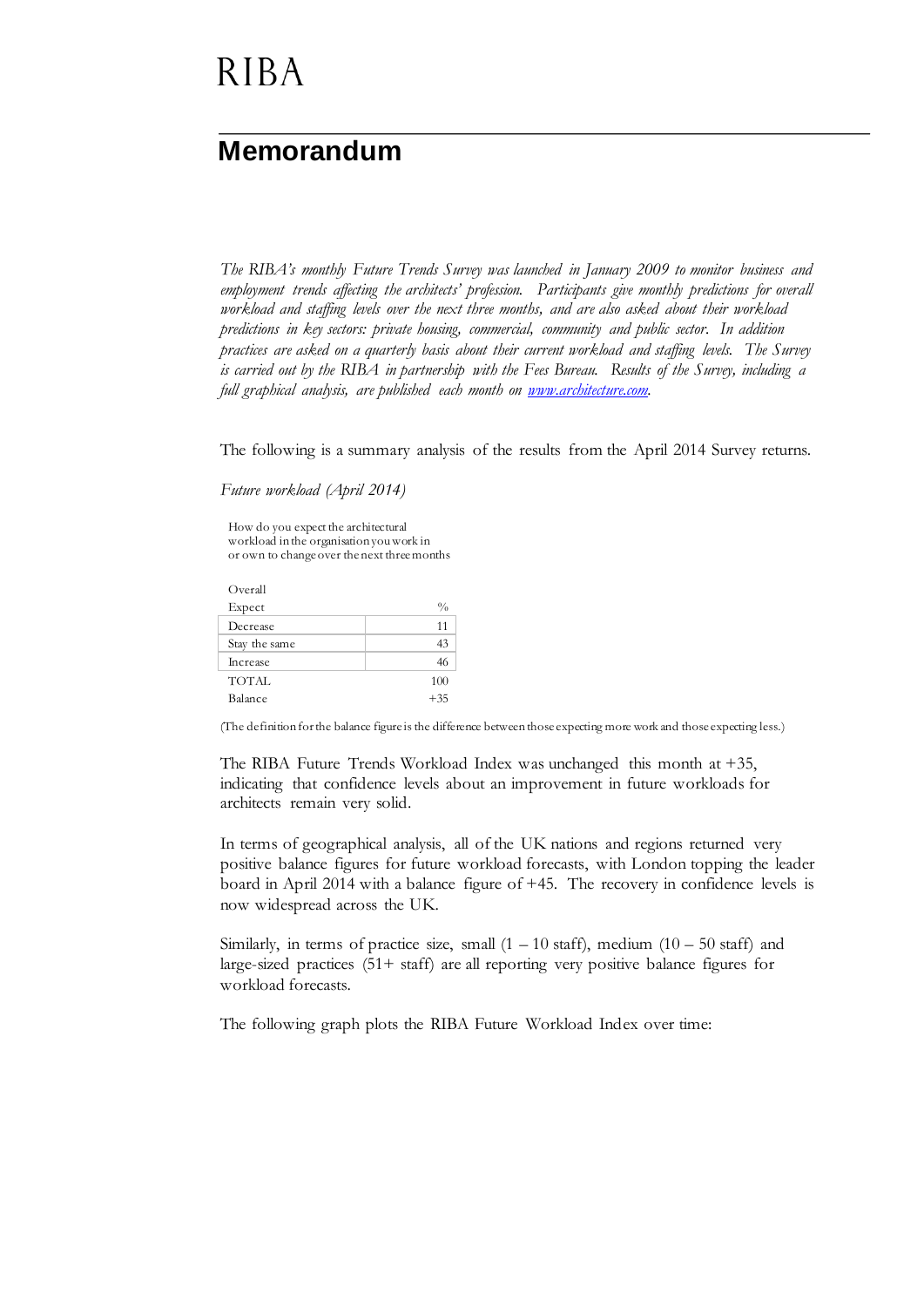RIBA

# Memorandum

*The RIBA's monthly Future Trends Survey was launched in January 2009 to monitor business and employment trends affecting the architects' profession. Participants give monthly predictions for overall workload and staffing levels over the next three months, and are also asked about their workload predictions in key sectors: private housing, commercial, community and public sector. In addition practices are asked on a quarterly basis about their current workload and staffing levels. The Survey is carried out by the RIBA in partnership with the Fees Bureau. Results of the Survey, including a full graphical analysis, are published each month on [www.architecture.com](http://www.architecture.com).*

The following is a summary analysis of the results from the April 2014 Survey returns.

*Future workload (April 2014)*

How do you expect the architectural workload in the organisation you work in or own to change over the next three months

| Overall<br>Expect | % |
|---|---|
| Decrease | 11 |
| Stay the same | 43 |
| Increase | 46 |
| TOTAL | 100 |
| Balance | +35 |

(The definition for the balance figure is the difference between those expecting more work and those expecting less.)

The RIBA Future Trends Workload Index was unchanged this month at +35, indicating that confidence levels about an improvement in future workloads for architects remain very solid.

In terms of geographical analysis, all of the UK nations and regions returned very positive balance figures for future workload forecasts, with London topping the leader board in April 2014 with a balance figure of +45. The recovery in confidence levels is now widespread across the UK.

Similarly, in terms of practice size, small (1 – 10 staff), medium (10 – 50 staff) and large-sized practices (51+ staff) are all reporting very positive balance figures for workload forecasts.

The following graph plots the RIBA Future Workload Index over time: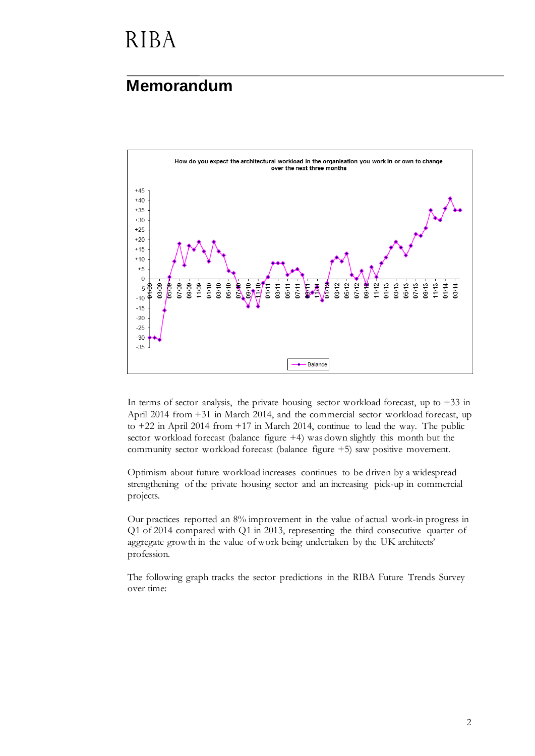# RIBA

## Memorandum

In terms of sector analysis, the private housing sector workload forecast, up to +33 in April 2014 from +31 in March 2014, and the commercial sector workload forecast, up to +22 in April 2014 from +17 in March 2014, continue to lead the way. The public sector workload forecast (balance figure +4) was down slightly this month but the community sector workload forecast (balance figure +5) saw positive movement.

Optimism about future workload increases continues to be driven by a widespread strengthening of the private housing sector and an increasing pick-up in commercial projects.

Our practices reported an 8% improvement in the value of actual work-in progress in Q1 of 2014 compared with Q1 in 2013, representing the third consecutive quarter of aggregate growth in the value of work being undertaken by the UK architects' profession.

The following graph tracks the sector predictions in the RIBA Future Trends Survey over time: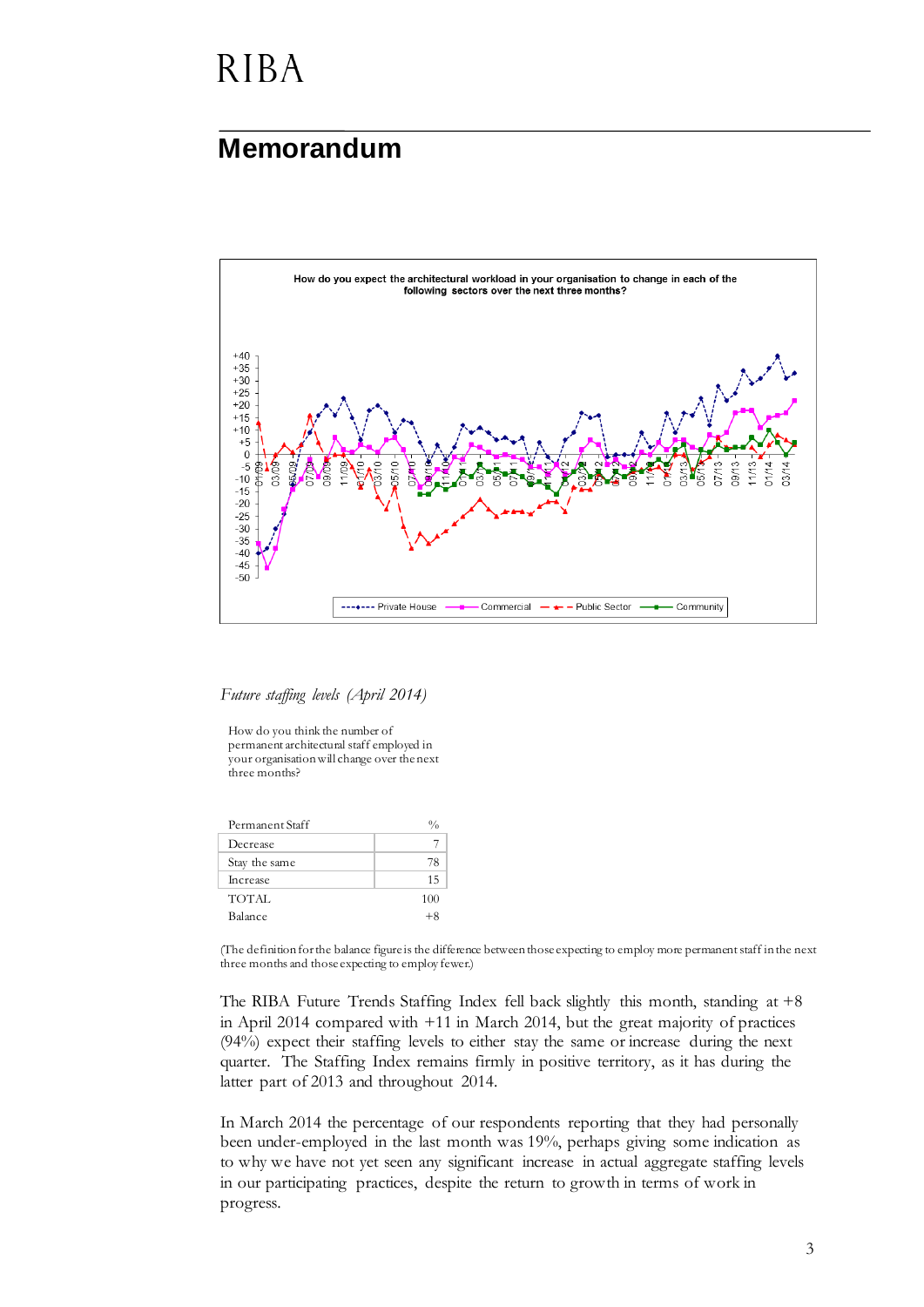RIBA

# Memorandum

How do you expect the architectural workload in your organisation to change in each of the following sectors over the next three months?

*Future staffing levels (April 2014)*

How do you think the number of permanent architectural staff employed in your organisation will change over the next three months?

| Permanent Staff | % |
|---|---|
| Decrease | 7 |
| Stay the same | 78 |
| Increase | 15 |
| TOTAL | 100 |
| Balance | +8 |

(The definition for the balance figure is the difference between those expecting to employ more permanent staff in the next three months and those expecting to employ fewer.)

The RIBA Future Trends Staffing Index fell back slightly this month, standing at +8 in April 2014 compared with +11 in March 2014, but the great majority of practices (94%) expect their staffing levels to either stay the same or increase during the next quarter. The Staffing Index remains firmly in positive territory, as it has during the latter part of 2013 and throughout 2014.

In March 2014 the percentage of our respondents reporting that they had personally been under-employed in the last month was 19%, perhaps giving some indication as to why we have not yet seen any significant increase in actual aggregate staffing levels in our participating practices, despite the return to growth in terms of work in progress.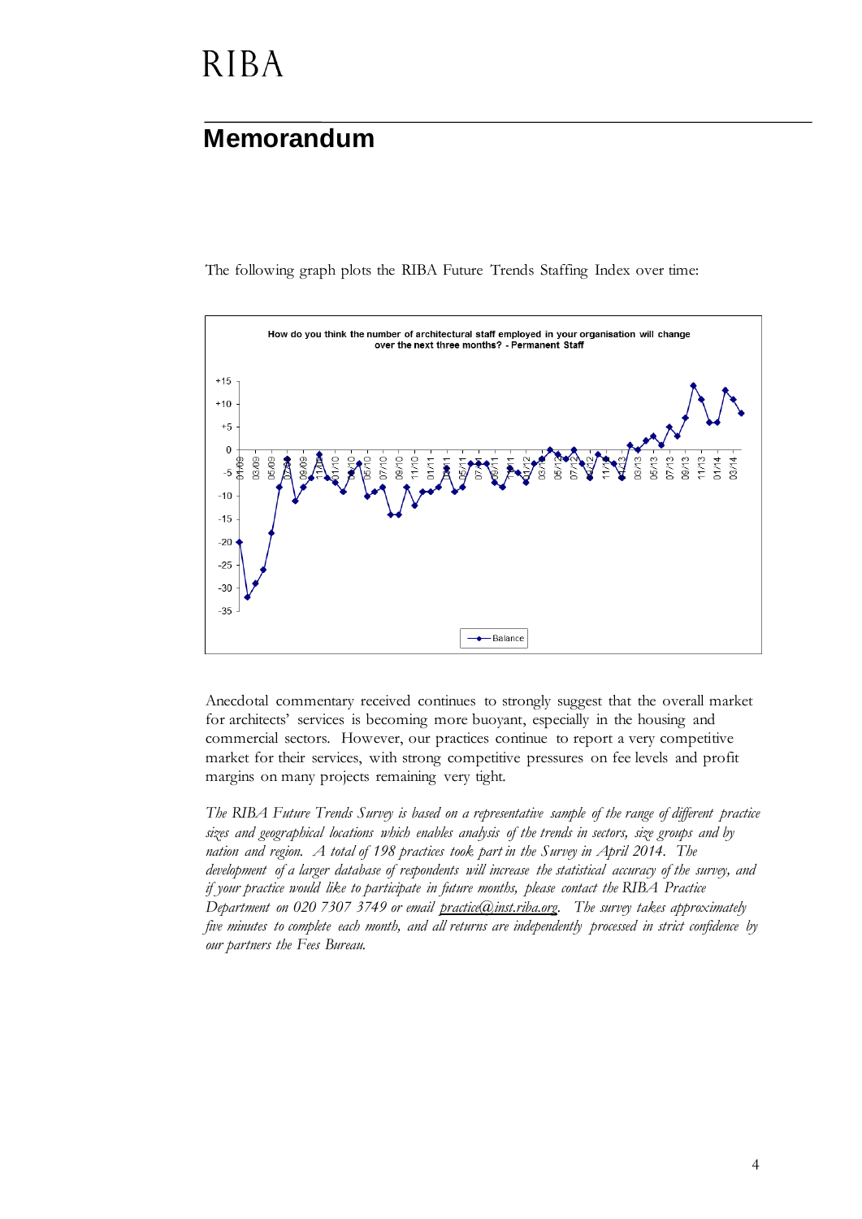RIBA

# Memorandum

The following graph plots the RIBA Future Trends Staffing Index over time:

How do you think the number of architectural staff employed in your organisation will change over the next three months? - Permanent Staff

+15
+10
+5
0
-5
-10
-15
-20
-25
-30
-35

01/09 03/09 05/09 07/09 09/09 11/09 01/10 03/10 05/10 07/10 09/10 11/10 01/11 03/11 05/11 07/11 09/11 11/11 01/12 03/12 05/12 07/12 09/12 11/12 01/13 03/13 05/13 07/13 09/13 11/13 01/14 03/14

Balance

Anecdotal commentary received continues to strongly suggest that the overall market for architects' services is becoming more buoyant, especially in the housing and commercial sectors. However, our practices continue to report a very competitive market for their services, with strong competitive pressures on fee levels and profit margins on many projects remaining very tight.

*The RIBA Future Trends Survey is based on a representative sample of the range of different practice sizes and geographical locations which enables analysis of the trends in sectors, size groups and by nation and region. A total of 198 practices took part in the Survey in April 2014. The development of a larger database of respondents will increase the statistical accuracy of the survey, and if your practice would like to participate in future months, please contact the RIBA Practice Department on 020 7307 3749 or email practice@inst.riba.org. The survey takes approximately five minutes to complete each month, and all returns are independently processed in strict confidence by our partners the Fees Bureau.*